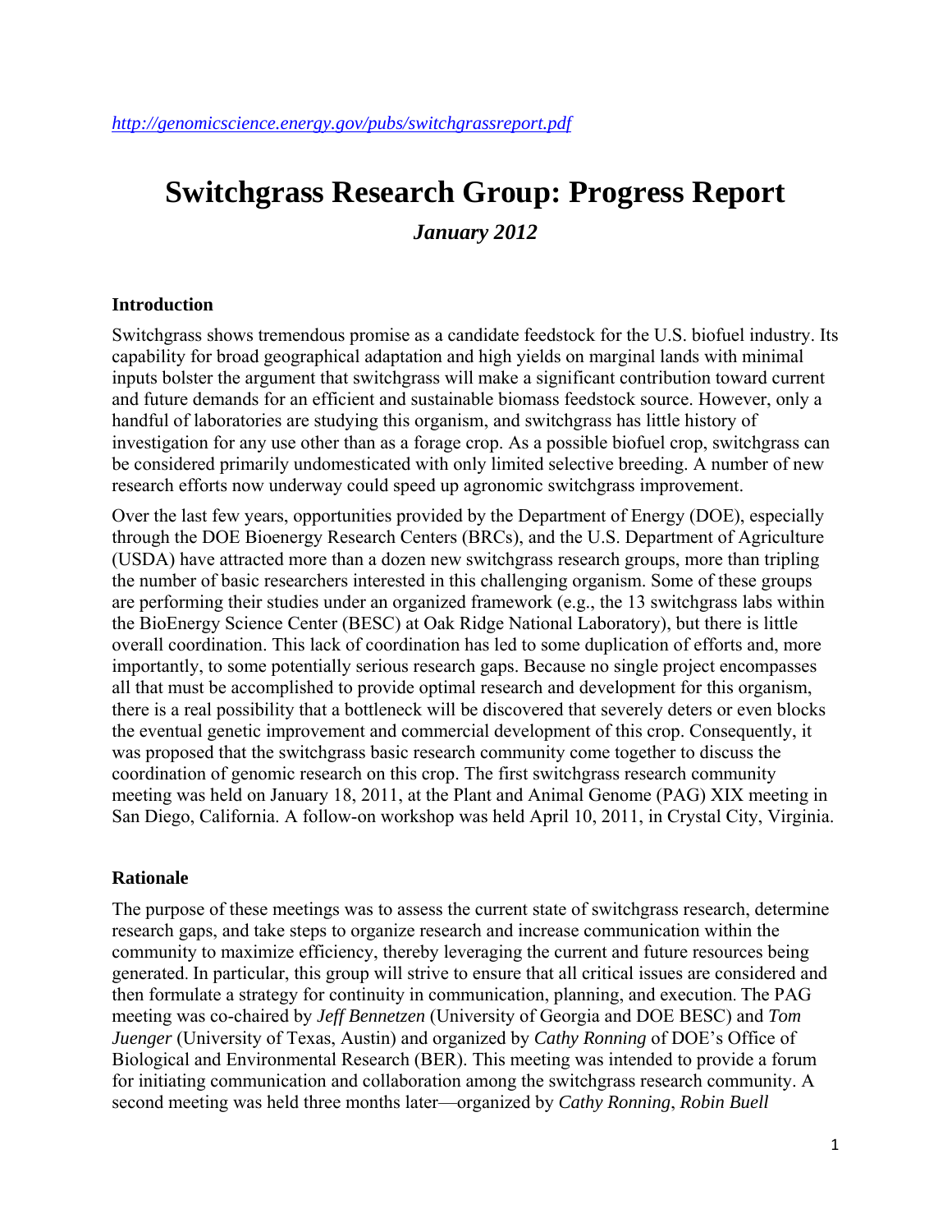*http://genomicscience.energy.gov/pubs/switchgrassreport.pdf*

# Switchgrass Research Group: Progress Report

***January 2012***

## Introduction

Switchgrass shows tremendous promise as a candidate feedstock for the U.S. biofuel industry. Its capability for broad geographical adaptation and high yields on marginal lands with minimal inputs bolster the argument that switchgrass will make a significant contribution toward current and future demands for an efficient and sustainable biomass feedstock source. However, only a handful of laboratories are studying this organism, and switchgrass has little history of investigation for any use other than as a forage crop. As a possible biofuel crop, switchgrass can be considered primarily undomesticated with only limited selective breeding. A number of new research efforts now underway could speed up agronomic switchgrass improvement.

Over the last few years, opportunities provided by the Department of Energy (DOE), especially through the DOE Bioenergy Research Centers (BRCs), and the U.S. Department of Agriculture (USDA) have attracted more than a dozen new switchgrass research groups, more than tripling the number of basic researchers interested in this challenging organism. Some of these groups are performing their studies under an organized framework (e.g., the 13 switchgrass labs within the BioEnergy Science Center (BESC) at Oak Ridge National Laboratory), but there is little overall coordination. This lack of coordination has led to some duplication of efforts and, more importantly, to some potentially serious research gaps. Because no single project encompasses all that must be accomplished to provide optimal research and development for this organism, there is a real possibility that a bottleneck will be discovered that severely deters or even blocks the eventual genetic improvement and commercial development of this crop. Consequently, it was proposed that the switchgrass basic research community come together to discuss the coordination of genomic research on this crop. The first switchgrass research community meeting was held on January 18, 2011, at the Plant and Animal Genome (PAG) XIX meeting in San Diego, California. A follow-on workshop was held April 10, 2011, in Crystal City, Virginia.

## Rationale

The purpose of these meetings was to assess the current state of switchgrass research, determine research gaps, and take steps to organize research and increase communication within the community to maximize efficiency, thereby leveraging the current and future resources being generated. In particular, this group will strive to ensure that all critical issues are considered and then formulate a strategy for continuity in communication, planning, and execution. The PAG meeting was co-chaired by *Jeff Bennetzen* (University of Georgia and DOE BESC) and *Tom Juenger* (University of Texas, Austin) and organized by *Cathy Ronning* of DOE's Office of Biological and Environmental Research (BER). This meeting was intended to provide a forum for initiating communication and collaboration among the switchgrass research community. A second meeting was held three months later—organized by *Cathy Ronning*, *Robin Buell*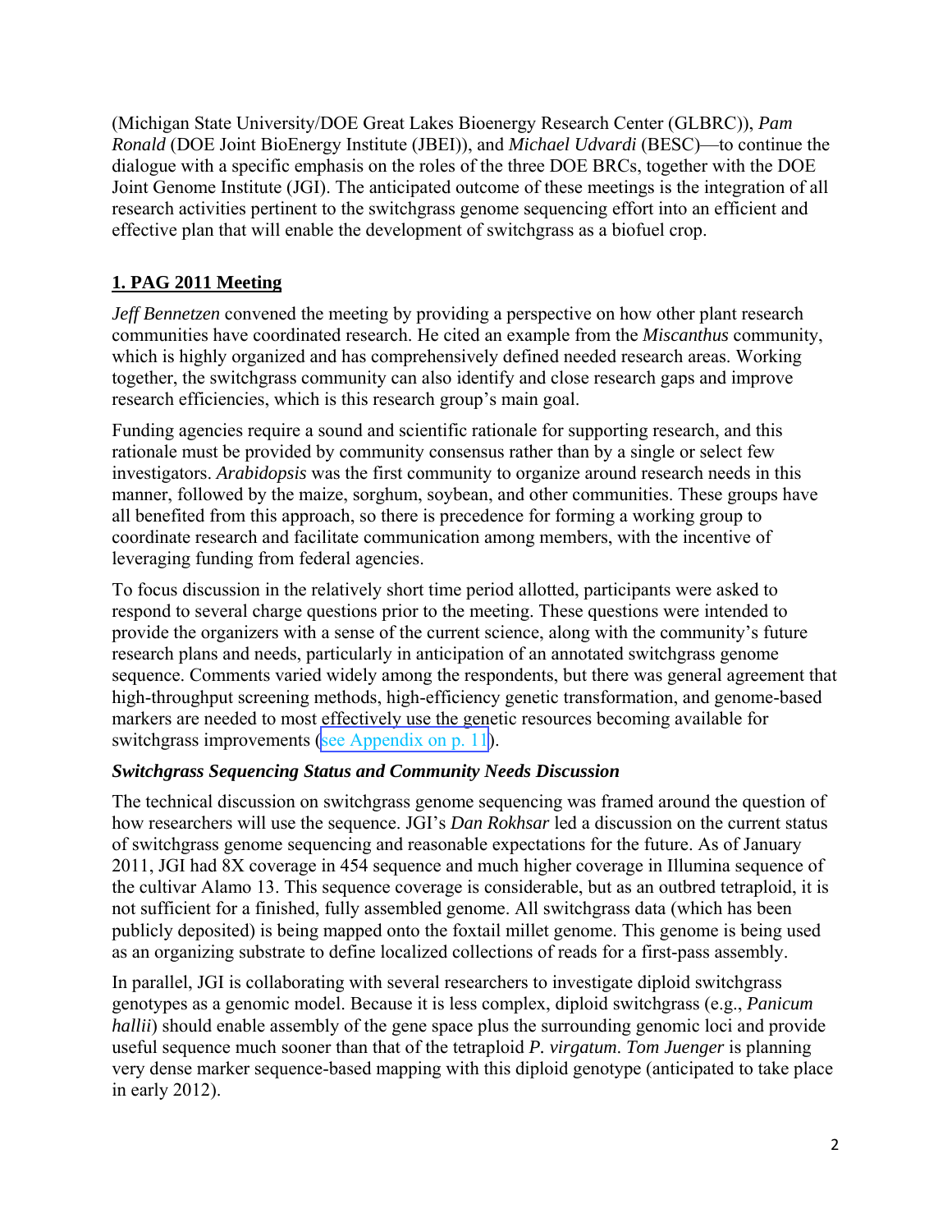(Michigan State University/DOE Great Lakes Bioenergy Research Center (GLBRC)), *Pam Ronald* (DOE Joint BioEnergy Institute (JBEI)), and *Michael Udvardi* (BESC)—to continue the dialogue with a specific emphasis on the roles of the three DOE BRCs, together with the DOE Joint Genome Institute (JGI). The anticipated outcome of these meetings is the integration of all research activities pertinent to the switchgrass genome sequencing effort into an efficient and effective plan that will enable the development of switchgrass as a biofuel crop.

## 1. PAG 2011 Meeting

*Jeff Bennetzen* convened the meeting by providing a perspective on how other plant research communities have coordinated research. He cited an example from the *Miscanthus* community, which is highly organized and has comprehensively defined needed research areas. Working together, the switchgrass community can also identify and close research gaps and improve research efficiencies, which is this research group's main goal.

Funding agencies require a sound and scientific rationale for supporting research, and this rationale must be provided by community consensus rather than by a single or select few investigators. *Arabidopsis* was the first community to organize around research needs in this manner, followed by the maize, sorghum, soybean, and other communities. These groups have all benefited from this approach, so there is precedence for forming a working group to coordinate research and facilitate communication among members, with the incentive of leveraging funding from federal agencies.

To focus discussion in the relatively short time period allotted, participants were asked to respond to several charge questions prior to the meeting. These questions were intended to provide the organizers with a sense of the current science, along with the community's future research plans and needs, particularly in anticipation of an annotated switchgrass genome sequence. Comments varied widely among the respondents, but there was general agreement that high-throughput screening methods, high-efficiency genetic transformation, and genome-based markers are needed to most effectively use the genetic resources becoming available for switchgrass improvements (see Appendix on p. 11).

### *Switchgrass Sequencing Status and Community Needs Discussion*

The technical discussion on switchgrass genome sequencing was framed around the question of how researchers will use the sequence. JGI's *Dan Rokhsar* led a discussion on the current status of switchgrass genome sequencing and reasonable expectations for the future. As of January 2011, JGI had 8X coverage in 454 sequence and much higher coverage in Illumina sequence of the cultivar Alamo 13. This sequence coverage is considerable, but as an outbred tetraploid, it is not sufficient for a finished, fully assembled genome. All switchgrass data (which has been publicly deposited) is being mapped onto the foxtail millet genome. This genome is being used as an organizing substrate to define localized collections of reads for a first-pass assembly.

In parallel, JGI is collaborating with several researchers to investigate diploid switchgrass genotypes as a genomic model. Because it is less complex, diploid switchgrass (e.g., *Panicum hallii*) should enable assembly of the gene space plus the surrounding genomic loci and provide useful sequence much sooner than that of the tetraploid *P. virgatum*. *Tom Juenger* is planning very dense marker sequence-based mapping with this diploid genotype (anticipated to take place in early 2012).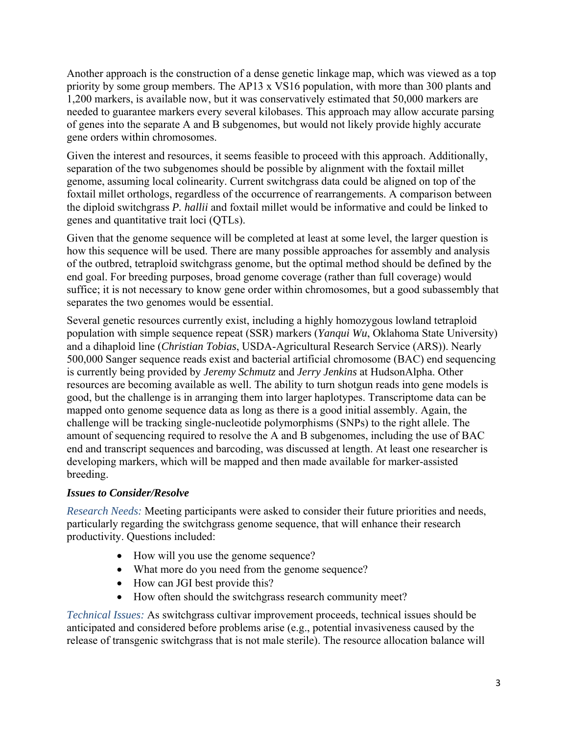Another approach is the construction of a dense genetic linkage map, which was viewed as a top priority by some group members. The AP13 x VS16 population, with more than 300 plants and 1,200 markers, is available now, but it was conservatively estimated that 50,000 markers are needed to guarantee markers every several kilobases. This approach may allow accurate parsing of genes into the separate A and B subgenomes, but would not likely provide highly accurate gene orders within chromosomes.

Given the interest and resources, it seems feasible to proceed with this approach. Additionally, separation of the two subgenomes should be possible by alignment with the foxtail millet genome, assuming local colinearity. Current switchgrass data could be aligned on top of the foxtail millet orthologs, regardless of the occurrence of rearrangements. A comparison between the diploid switchgrass *P. hallii* and foxtail millet would be informative and could be linked to genes and quantitative trait loci (QTLs).

Given that the genome sequence will be completed at least at some level, the larger question is how this sequence will be used. There are many possible approaches for assembly and analysis of the outbred, tetraploid switchgrass genome, but the optimal method should be defined by the end goal. For breeding purposes, broad genome coverage (rather than full coverage) would suffice; it is not necessary to know gene order within chromosomes, but a good subassembly that separates the two genomes would be essential.

Several genetic resources currently exist, including a highly homozygous lowland tetraploid population with simple sequence repeat (SSR) markers (*Yanqui Wu*, Oklahoma State University) and a dihaploid line (*Christian Tobias*, USDA-Agricultural Research Service (ARS)). Nearly 500,000 Sanger sequence reads exist and bacterial artificial chromosome (BAC) end sequencing is currently being provided by *Jeremy Schmutz* and *Jerry Jenkins* at HudsonAlpha. Other resources are becoming available as well. The ability to turn shotgun reads into gene models is good, but the challenge is in arranging them into larger haplotypes. Transcriptome data can be mapped onto genome sequence data as long as there is a good initial assembly. Again, the challenge will be tracking single-nucleotide polymorphisms (SNPs) to the right allele. The amount of sequencing required to resolve the A and B subgenomes, including the use of BAC end and transcript sequences and barcoding, was discussed at length. At least one researcher is developing markers, which will be mapped and then made available for marker-assisted breeding.

### *Issues to Consider/Resolve*

*Research Needs:* Meeting participants were asked to consider their future priorities and needs, particularly regarding the switchgrass genome sequence, that will enhance their research productivity. Questions included:

- How will you use the genome sequence?
- What more do you need from the genome sequence?
- How can JGI best provide this?
- How often should the switchgrass research community meet?

*Technical Issues:* As switchgrass cultivar improvement proceeds, technical issues should be anticipated and considered before problems arise (e.g., potential invasiveness caused by the release of transgenic switchgrass that is not male sterile). The resource allocation balance will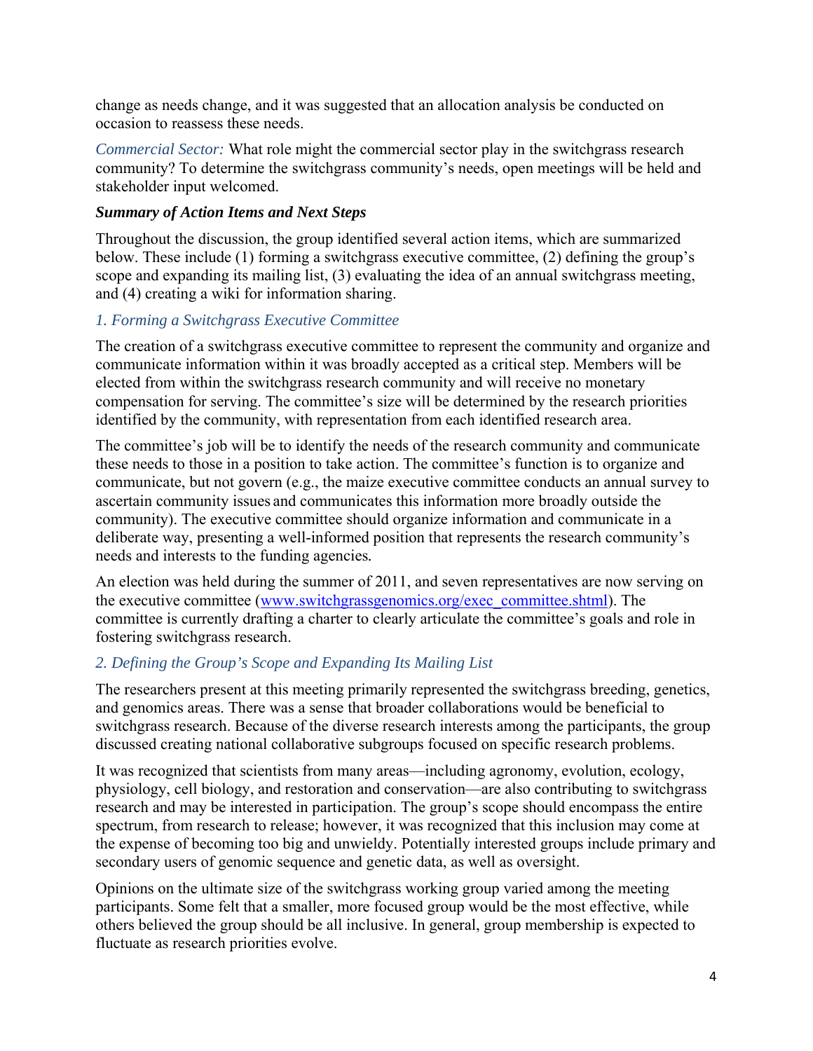change as needs change, and it was suggested that an allocation analysis be conducted on occasion to reassess these needs.

*Commercial Sector:* What role might the commercial sector play in the switchgrass research community? To determine the switchgrass community's needs, open meetings will be held and stakeholder input welcomed.

***Summary of Action Items and Next Steps***

Throughout the discussion, the group identified several action items, which are summarized below. These include (1) forming a switchgrass executive committee, (2) defining the group's scope and expanding its mailing list, (3) evaluating the idea of an annual switchgrass meeting, and (4) creating a wiki for information sharing.

### *1. Forming a Switchgrass Executive Committee*

The creation of a switchgrass executive committee to represent the community and organize and communicate information within it was broadly accepted as a critical step. Members will be elected from within the switchgrass research community and will receive no monetary compensation for serving. The committee's size will be determined by the research priorities identified by the community, with representation from each identified research area.

The committee's job will be to identify the needs of the research community and communicate these needs to those in a position to take action. The committee's function is to organize and communicate, but not govern (e.g., the maize executive committee conducts an annual survey to ascertain community issues and communicates this information more broadly outside the community). The executive committee should organize information and communicate in a deliberate way, presenting a well-informed position that represents the research community's needs and interests to the funding agencies.

An election was held during the summer of 2011, and seven representatives are now serving on the executive committee ([www.switchgrassgenomics.org/exec_committee.shtml](www.switchgrassgenomics.org/exec_committee.shtml)). The committee is currently drafting a charter to clearly articulate the committee's goals and role in fostering switchgrass research.

### *2. Defining the Group's Scope and Expanding Its Mailing List*

The researchers present at this meeting primarily represented the switchgrass breeding, genetics, and genomics areas. There was a sense that broader collaborations would be beneficial to switchgrass research. Because of the diverse research interests among the participants, the group discussed creating national collaborative subgroups focused on specific research problems.

It was recognized that scientists from many areas—including agronomy, evolution, ecology, physiology, cell biology, and restoration and conservation—are also contributing to switchgrass research and may be interested in participation. The group's scope should encompass the entire spectrum, from research to release; however, it was recognized that this inclusion may come at the expense of becoming too big and unwieldy. Potentially interested groups include primary and secondary users of genomic sequence and genetic data, as well as oversight.

Opinions on the ultimate size of the switchgrass working group varied among the meeting participants. Some felt that a smaller, more focused group would be the most effective, while others believed the group should be all inclusive. In general, group membership is expected to fluctuate as research priorities evolve.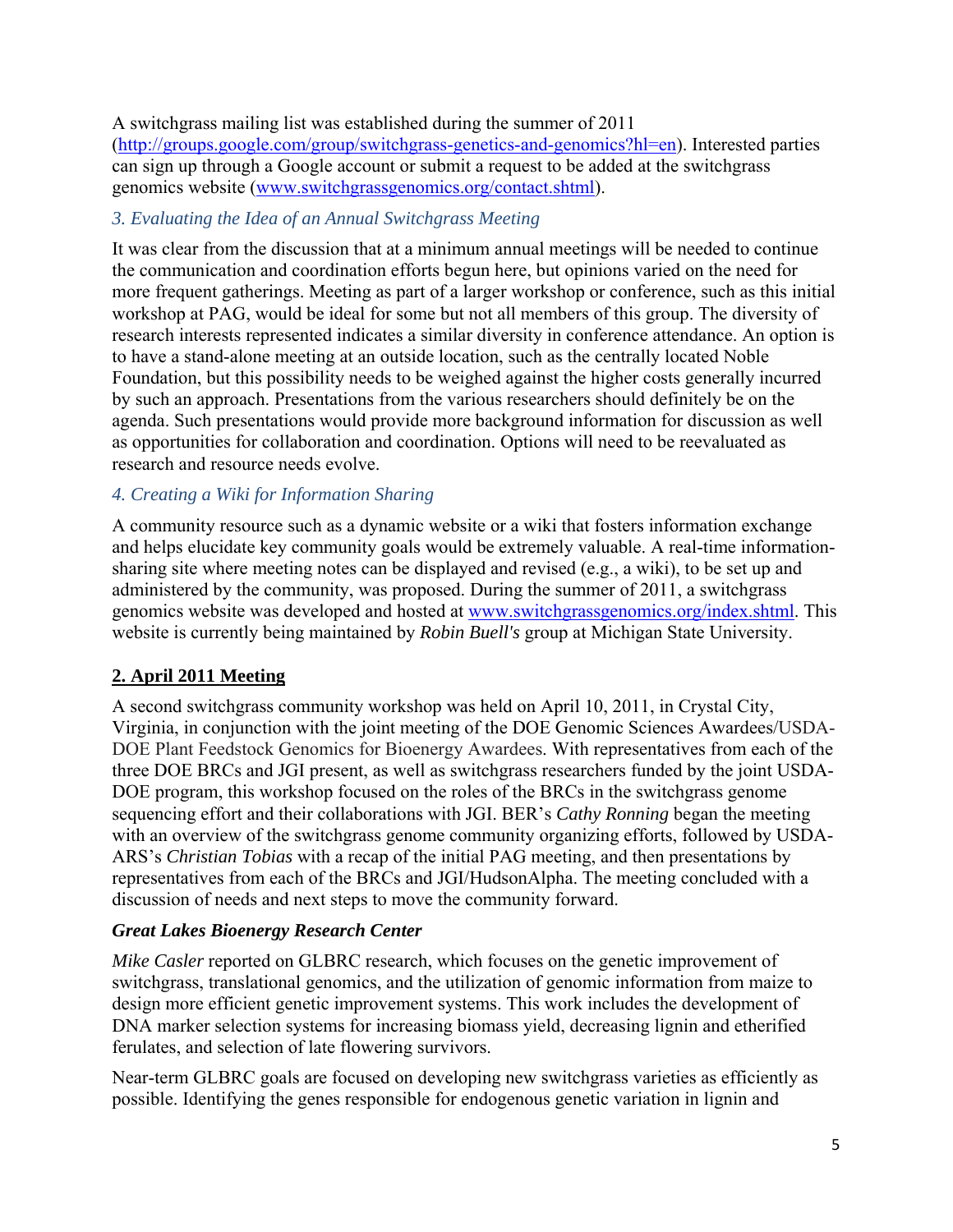A switchgrass mailing list was established during the summer of 2011 (http://groups.google.com/group/switchgrass-genetics-and-genomics?hl=en). Interested parties can sign up through a Google account or submit a request to be added at the switchgrass genomics website (www.switchgrassgenomics.org/contact.shtml).

### *3. Evaluating the Idea of an Annual Switchgrass Meeting*

It was clear from the discussion that at a minimum annual meetings will be needed to continue the communication and coordination efforts begun here, but opinions varied on the need for more frequent gatherings. Meeting as part of a larger workshop or conference, such as this initial workshop at PAG, would be ideal for some but not all members of this group. The diversity of research interests represented indicates a similar diversity in conference attendance. An option is to have a stand-alone meeting at an outside location, such as the centrally located Noble Foundation, but this possibility needs to be weighed against the higher costs generally incurred by such an approach. Presentations from the various researchers should definitely be on the agenda. Such presentations would provide more background information for discussion as well as opportunities for collaboration and coordination. Options will need to be reevaluated as research and resource needs evolve.

### *4. Creating a Wiki for Information Sharing*

A community resource such as a dynamic website or a wiki that fosters information exchange and helps elucidate key community goals would be extremely valuable. A real-time information-sharing site where meeting notes can be displayed and revised (e.g., a wiki), to be set up and administered by the community, was proposed. During the summer of 2011, a switchgrass genomics website was developed and hosted at www.switchgrassgenomics.org/index.shtml. This website is currently being maintained by *Robin Buell's* group at Michigan State University.

## **2. April 2011 Meeting**

A second switchgrass community workshop was held on April 10, 2011, in Crystal City, Virginia, in conjunction with the joint meeting of the DOE Genomic Sciences Awardees/USDA-DOE Plant Feedstock Genomics for Bioenergy Awardees. With representatives from each of the three DOE BRCs and JGI present, as well as switchgrass researchers funded by the joint USDA-DOE program, this workshop focused on the roles of the BRCs in the switchgrass genome sequencing effort and their collaborations with JGI. BER's *Cathy Ronning* began the meeting with an overview of the switchgrass genome community organizing efforts, followed by USDA-ARS's *Christian Tobias* with a recap of the initial PAG meeting, and then presentations by representatives from each of the BRCs and JGI/HudsonAlpha. The meeting concluded with a discussion of needs and next steps to move the community forward.

### ***Great Lakes Bioenergy Research Center***

*Mike Casler* reported on GLBRC research, which focuses on the genetic improvement of switchgrass, translational genomics, and the utilization of genomic information from maize to design more efficient genetic improvement systems. This work includes the development of DNA marker selection systems for increasing biomass yield, decreasing lignin and etherified ferulates, and selection of late flowering survivors.

Near-term GLBRC goals are focused on developing new switchgrass varieties as efficiently as possible. Identifying the genes responsible for endogenous genetic variation in lignin and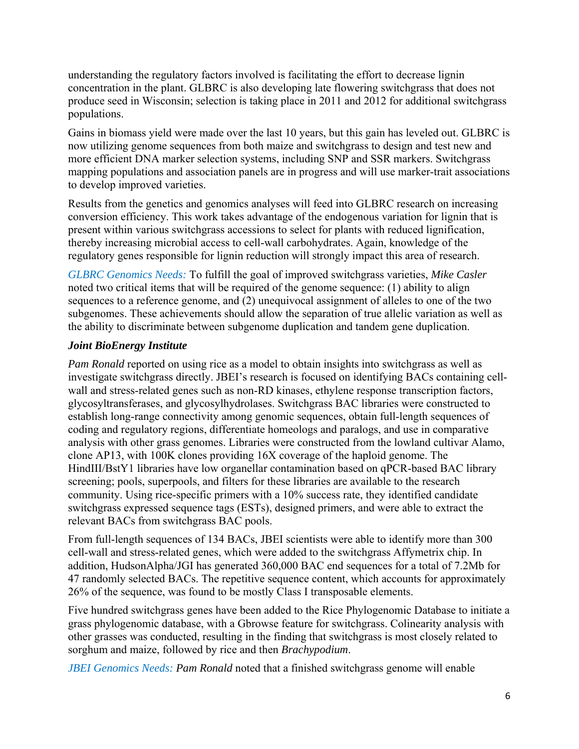understanding the regulatory factors involved is facilitating the effort to decrease lignin concentration in the plant. GLBRC is also developing late flowering switchgrass that does not produce seed in Wisconsin; selection is taking place in 2011 and 2012 for additional switchgrass populations.

Gains in biomass yield were made over the last 10 years, but this gain has leveled out. GLBRC is now utilizing genome sequences from both maize and switchgrass to design and test new and more efficient DNA marker selection systems, including SNP and SSR markers. Switchgrass mapping populations and association panels are in progress and will use marker-trait associations to develop improved varieties.

Results from the genetics and genomics analyses will feed into GLBRC research on increasing conversion efficiency. This work takes advantage of the endogenous variation for lignin that is present within various switchgrass accessions to select for plants with reduced lignification, thereby increasing microbial access to cell-wall carbohydrates. Again, knowledge of the regulatory genes responsible for lignin reduction will strongly impact this area of research.

*GLBRC Genomics Needs:* To fulfill the goal of improved switchgrass varieties, *Mike Casler* noted two critical items that will be required of the genome sequence: (1) ability to align sequences to a reference genome, and (2) unequivocal assignment of alleles to one of the two subgenomes. These achievements should allow the separation of true allelic variation as well as the ability to discriminate between subgenome duplication and tandem gene duplication.

### *Joint BioEnergy Institute*

*Pam Ronald* reported on using rice as a model to obtain insights into switchgrass as well as investigate switchgrass directly. JBEI's research is focused on identifying BACs containing cell-wall and stress-related genes such as non-RD kinases, ethylene response transcription factors, glycosyltransferases, and glycosylhydrolases. Switchgrass BAC libraries were constructed to establish long-range connectivity among genomic sequences, obtain full-length sequences of coding and regulatory regions, differentiate homeologs and paralogs, and use in comparative analysis with other grass genomes. Libraries were constructed from the lowland cultivar Alamo, clone AP13, with 100K clones providing 16X coverage of the haploid genome. The HindIII/BstY1 libraries have low organellar contamination based on qPCR-based BAC library screening; pools, superpools, and filters for these libraries are available to the research community. Using rice-specific primers with a 10% success rate, they identified candidate switchgrass expressed sequence tags (ESTs), designed primers, and were able to extract the relevant BACs from switchgrass BAC pools.

From full-length sequences of 134 BACs, JBEI scientists were able to identify more than 300 cell-wall and stress-related genes, which were added to the switchgrass Affymetrix chip. In addition, HudsonAlpha/JGI has generated 360,000 BAC end sequences for a total of 7.2Mb for 47 randomly selected BACs. The repetitive sequence content, which accounts for approximately 26% of the sequence, was found to be mostly Class I transposable elements.

Five hundred switchgrass genes have been added to the Rice Phylogenomic Database to initiate a grass phylogenomic database, with a Gbrowse feature for switchgrass. Colinearity analysis with other grasses was conducted, resulting in the finding that switchgrass is most closely related to sorghum and maize, followed by rice and then *Brachypodium*.

*JBEI Genomics Needs:* *Pam Ronald* noted that a finished switchgrass genome will enable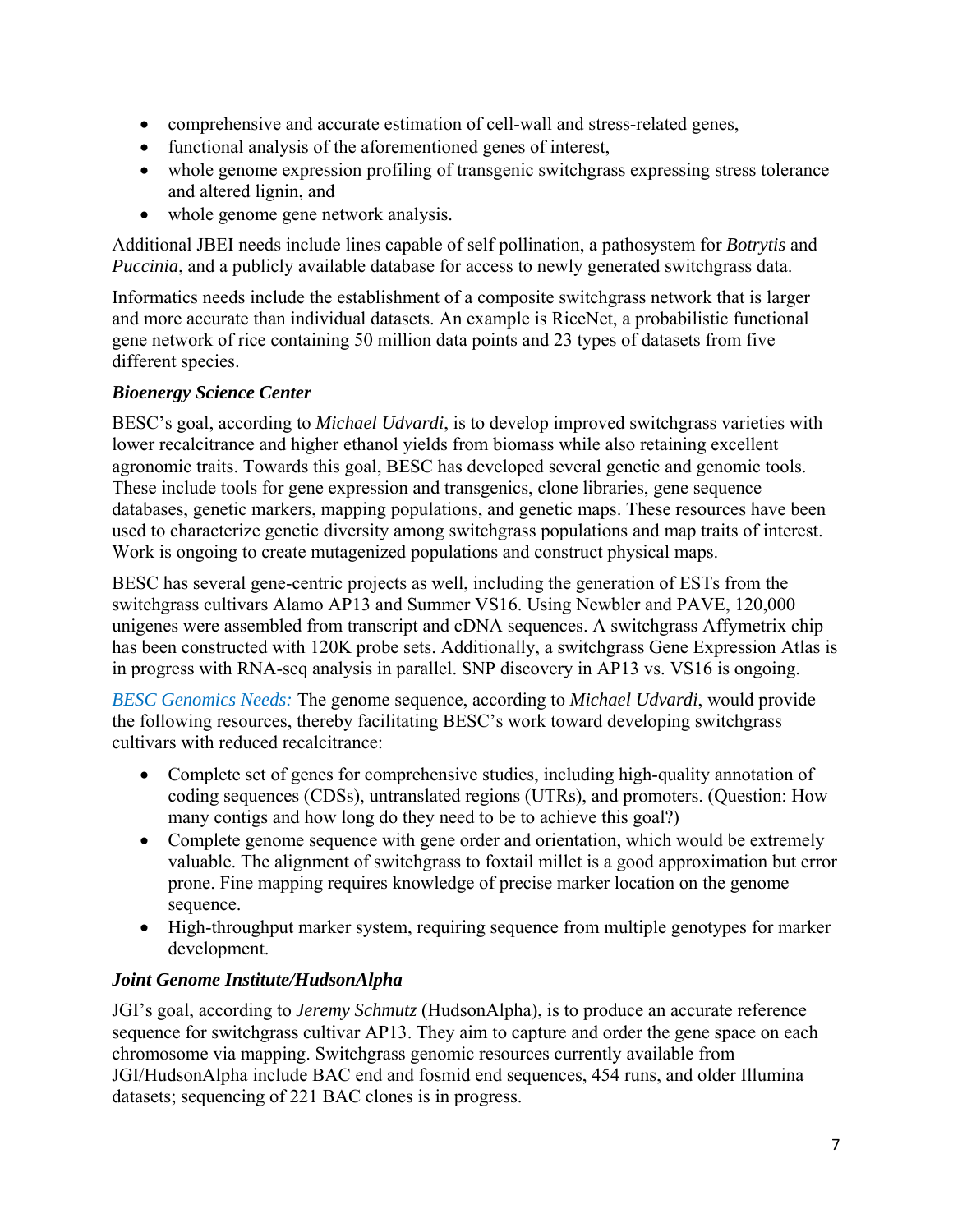- comprehensive and accurate estimation of cell-wall and stress-related genes,
- functional analysis of the aforementioned genes of interest,
- whole genome expression profiling of transgenic switchgrass expressing stress tolerance and altered lignin, and
- whole genome gene network analysis.

Additional JBEI needs include lines capable of self pollination, a pathosystem for *Botrytis* and *Puccinia*, and a publicly available database for access to newly generated switchgrass data.

Informatics needs include the establishment of a composite switchgrass network that is larger and more accurate than individual datasets. An example is RiceNet, a probabilistic functional gene network of rice containing 50 million data points and 23 types of datasets from five different species.

### *Bioenergy Science Center*

BESC's goal, according to *Michael Udvardi*, is to develop improved switchgrass varieties with lower recalcitrance and higher ethanol yields from biomass while also retaining excellent agronomic traits. Towards this goal, BESC has developed several genetic and genomic tools. These include tools for gene expression and transgenics, clone libraries, gene sequence databases, genetic markers, mapping populations, and genetic maps. These resources have been used to characterize genetic diversity among switchgrass populations and map traits of interest. Work is ongoing to create mutagenized populations and construct physical maps.

BESC has several gene-centric projects as well, including the generation of ESTs from the switchgrass cultivars Alamo AP13 and Summer VS16. Using Newbler and PAVE, 120,000 unigenes were assembled from transcript and cDNA sequences. A switchgrass Affymetrix chip has been constructed with 120K probe sets. Additionally, a switchgrass Gene Expression Atlas is in progress with RNA-seq analysis in parallel. SNP discovery in AP13 vs. VS16 is ongoing.

*BESC Genomics Needs:* The genome sequence, according to *Michael Udvardi*, would provide the following resources, thereby facilitating BESC's work toward developing switchgrass cultivars with reduced recalcitrance:

- Complete set of genes for comprehensive studies, including high-quality annotation of coding sequences (CDSs), untranslated regions (UTRs), and promoters. (Question: How many contigs and how long do they need to be to achieve this goal?)
- Complete genome sequence with gene order and orientation, which would be extremely valuable. The alignment of switchgrass to foxtail millet is a good approximation but error prone. Fine mapping requires knowledge of precise marker location on the genome sequence.
- High-throughput marker system, requiring sequence from multiple genotypes for marker development.

### *Joint Genome Institute/HudsonAlpha*

JGI's goal, according to *Jeremy Schmutz* (HudsonAlpha), is to produce an accurate reference sequence for switchgrass cultivar AP13. They aim to capture and order the gene space on each chromosome via mapping. Switchgrass genomic resources currently available from JGI/HudsonAlpha include BAC end and fosmid end sequences, 454 runs, and older Illumina datasets; sequencing of 221 BAC clones is in progress.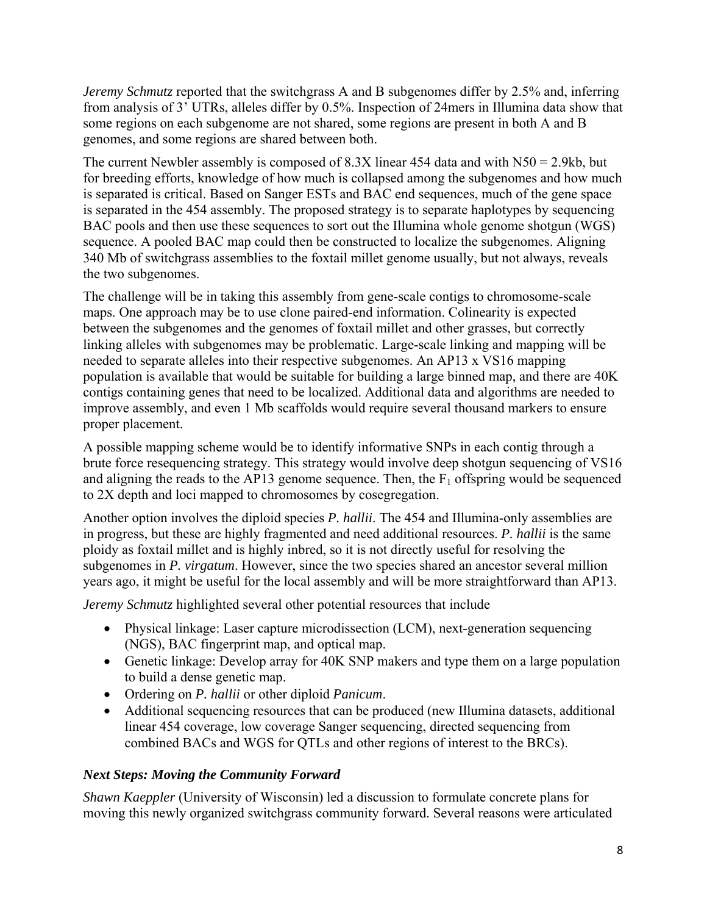*Jeremy Schmutz* reported that the switchgrass A and B subgenomes differ by 2.5% and, inferring from analysis of 3' UTRs, alleles differ by 0.5%. Inspection of 24mers in Illumina data show that some regions on each subgenome are not shared, some regions are present in both A and B genomes, and some regions are shared between both.

The current Newbler assembly is composed of 8.3X linear 454 data and with N50 = 2.9kb, but for breeding efforts, knowledge of how much is collapsed among the subgenomes and how much is separated is critical. Based on Sanger ESTs and BAC end sequences, much of the gene space is separated in the 454 assembly. The proposed strategy is to separate haplotypes by sequencing BAC pools and then use these sequences to sort out the Illumina whole genome shotgun (WGS) sequence. A pooled BAC map could then be constructed to localize the subgenomes. Aligning 340 Mb of switchgrass assemblies to the foxtail millet genome usually, but not always, reveals the two subgenomes.

The challenge will be in taking this assembly from gene-scale contigs to chromosome-scale maps. One approach may be to use clone paired-end information. Colinearity is expected between the subgenomes and the genomes of foxtail millet and other grasses, but correctly linking alleles with subgenomes may be problematic. Large-scale linking and mapping will be needed to separate alleles into their respective subgenomes. An AP13 x VS16 mapping population is available that would be suitable for building a large binned map, and there are 40K contigs containing genes that need to be localized. Additional data and algorithms are needed to improve assembly, and even 1 Mb scaffolds would require several thousand markers to ensure proper placement.

A possible mapping scheme would be to identify informative SNPs in each contig through a brute force resequencing strategy. This strategy would involve deep shotgun sequencing of VS16 and aligning the reads to the AP13 genome sequence. Then, the $F_1$ offspring would be sequenced to 2X depth and loci mapped to chromosomes by cosegregation.

Another option involves the diploid species *P. hallii*. The 454 and Illumina-only assemblies are in progress, but these are highly fragmented and need additional resources. *P. hallii* is the same ploidy as foxtail millet and is highly inbred, so it is not directly useful for resolving the subgenomes in *P. virgatum*. However, since the two species shared an ancestor several million years ago, it might be useful for the local assembly and will be more straightforward than AP13.

*Jeremy Schmutz* highlighted several other potential resources that include

- Physical linkage: Laser capture microdissection (LCM), next-generation sequencing (NGS), BAC fingerprint map, and optical map.
- Genetic linkage: Develop array for 40K SNP makers and type them on a large population to build a dense genetic map.
- Ordering on *P. hallii* or other diploid *Panicum*.
- Additional sequencing resources that can be produced (new Illumina datasets, additional linear 454 coverage, low coverage Sanger sequencing, directed sequencing from combined BACs and WGS for QTLs and other regions of interest to the BRCs).

### *Next Steps: Moving the Community Forward*

*Shawn Kaeppler* (University of Wisconsin) led a discussion to formulate concrete plans for moving this newly organized switchgrass community forward. Several reasons were articulated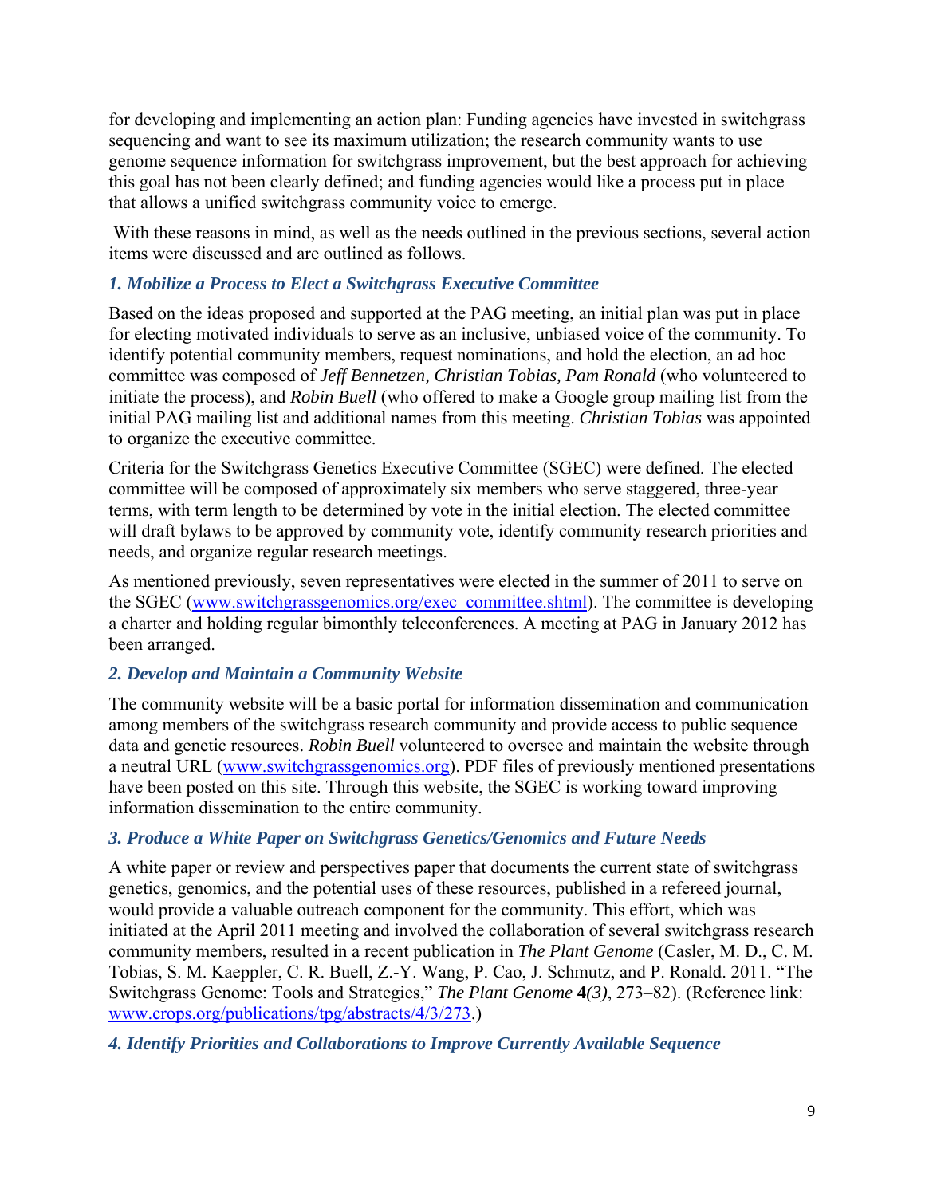for developing and implementing an action plan: Funding agencies have invested in switchgrass sequencing and want to see its maximum utilization; the research community wants to use genome sequence information for switchgrass improvement, but the best approach for achieving this goal has not been clearly defined; and funding agencies would like a process put in place that allows a unified switchgrass community voice to emerge.

With these reasons in mind, as well as the needs outlined in the previous sections, several action items were discussed and are outlined as follows.

### *1. Mobilize a Process to Elect a Switchgrass Executive Committee*

Based on the ideas proposed and supported at the PAG meeting, an initial plan was put in place for electing motivated individuals to serve as an inclusive, unbiased voice of the community. To identify potential community members, request nominations, and hold the election, an ad hoc committee was composed of *Jeff Bennetzen, Christian Tobias, Pam Ronald* (who volunteered to initiate the process), and *Robin Buell* (who offered to make a Google group mailing list from the initial PAG mailing list and additional names from this meeting. *Christian Tobias* was appointed to organize the executive committee.

Criteria for the Switchgrass Genetics Executive Committee (SGEC) were defined. The elected committee will be composed of approximately six members who serve staggered, three-year terms, with term length to be determined by vote in the initial election. The elected committee will draft bylaws to be approved by community vote, identify community research priorities and needs, and organize regular research meetings.

As mentioned previously, seven representatives were elected in the summer of 2011 to serve on the SGEC (www.switchgrassgenomics.org/exec_committee.shtml). The committee is developing a charter and holding regular bimonthly teleconferences. A meeting at PAG in January 2012 has been arranged.

### *2. Develop and Maintain a Community Website*

The community website will be a basic portal for information dissemination and communication among members of the switchgrass research community and provide access to public sequence data and genetic resources. *Robin Buell* volunteered to oversee and maintain the website through a neutral URL (www.switchgrassgenomics.org). PDF files of previously mentioned presentations have been posted on this site. Through this website, the SGEC is working toward improving information dissemination to the entire community.

### *3. Produce a White Paper on Switchgrass Genetics/Genomics and Future Needs*

A white paper or review and perspectives paper that documents the current state of switchgrass genetics, genomics, and the potential uses of these resources, published in a refereed journal, would provide a valuable outreach component for the community. This effort, which was initiated at the April 2011 meeting and involved the collaboration of several switchgrass research community members, resulted in a recent publication in *The Plant Genome* (Casler, M. D., C. M. Tobias, S. M. Kaeppler, C. R. Buell, Z.-Y. Wang, P. Cao, J. Schmutz, and P. Ronald. 2011. "The Switchgrass Genome: Tools and Strategies," *The Plant Genome* **4***(3)*, 273–82). (Reference link: www.crops.org/publications/tpg/abstracts/4/3/273.)

### *4. Identify Priorities and Collaborations to Improve Currently Available Sequence*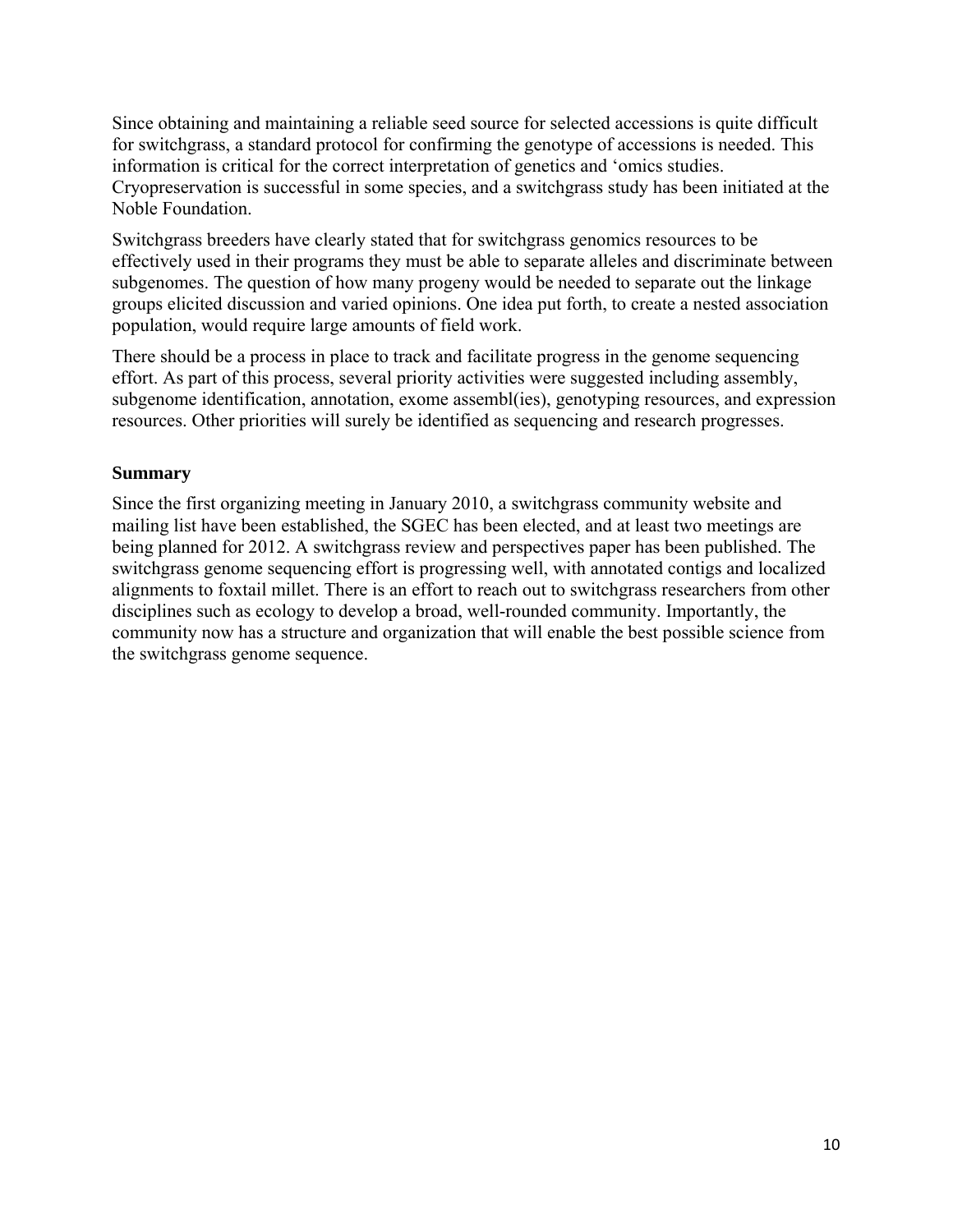Since obtaining and maintaining a reliable seed source for selected accessions is quite difficult for switchgrass, a standard protocol for confirming the genotype of accessions is needed. This information is critical for the correct interpretation of genetics and 'omics studies. Cryopreservation is successful in some species, and a switchgrass study has been initiated at the Noble Foundation.

Switchgrass breeders have clearly stated that for switchgrass genomics resources to be effectively used in their programs they must be able to separate alleles and discriminate between subgenomes. The question of how many progeny would be needed to separate out the linkage groups elicited discussion and varied opinions. One idea put forth, to create a nested association population, would require large amounts of field work.

There should be a process in place to track and facilitate progress in the genome sequencing effort. As part of this process, several priority activities were suggested including assembly, subgenome identification, annotation, exome assembl(ies), genotyping resources, and expression resources. Other priorities will surely be identified as sequencing and research progresses.

**Summary**

Since the first organizing meeting in January 2010, a switchgrass community website and mailing list have been established, the SGEC has been elected, and at least two meetings are being planned for 2012. A switchgrass review and perspectives paper has been published. The switchgrass genome sequencing effort is progressing well, with annotated contigs and localized alignments to foxtail millet. There is an effort to reach out to switchgrass researchers from other disciplines such as ecology to develop a broad, well-rounded community. Importantly, the community now has a structure and organization that will enable the best possible science from the switchgrass genome sequence.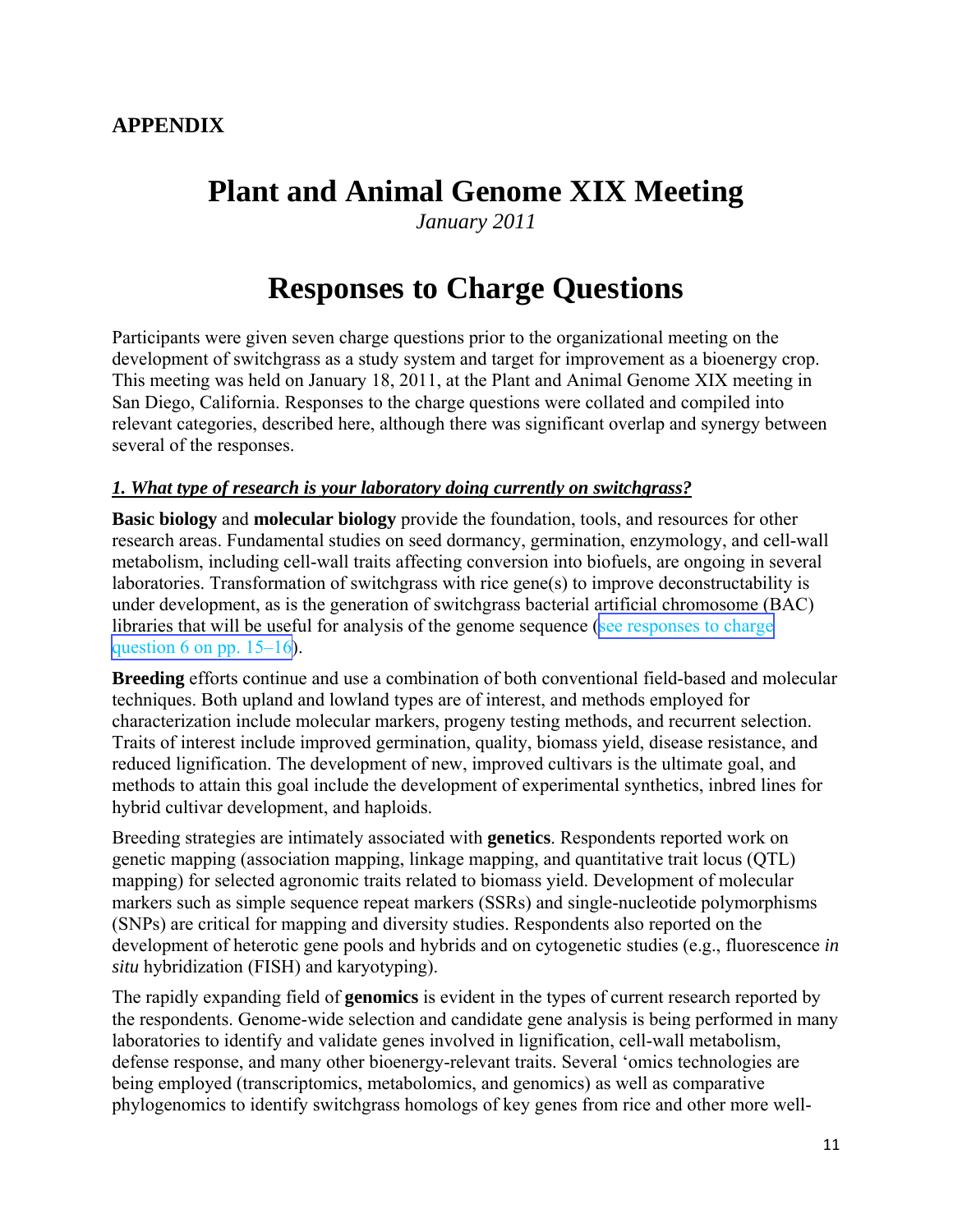**APPENDIX**

# Plant and Animal Genome XIX Meeting

*January 2011*

# Responses to Charge Questions

Participants were given seven charge questions prior to the organizational meeting on the development of switchgrass as a study system and target for improvement as a bioenergy crop. This meeting was held on January 18, 2011, at the Plant and Animal Genome XIX meeting in San Diego, California. Responses to the charge questions were collated and compiled into relevant categories, described here, although there was significant overlap and synergy between several of the responses.

***1. What type of research is your laboratory doing currently on switchgrass?***

**Basic biology** and **molecular biology** provide the foundation, tools, and resources for other research areas. Fundamental studies on seed dormancy, germination, enzymology, and cell-wall metabolism, including cell-wall traits affecting conversion into biofuels, are ongoing in several laboratories. Transformation of switchgrass with rice gene(s) to improve deconstructability is under development, as is the generation of switchgrass bacterial artificial chromosome (BAC) libraries that will be useful for analysis of the genome sequence (see responses to charge question 6 on pp. 15–16).

**Breeding** efforts continue and use a combination of both conventional field-based and molecular techniques. Both upland and lowland types are of interest, and methods employed for characterization include molecular markers, progeny testing methods, and recurrent selection. Traits of interest include improved germination, quality, biomass yield, disease resistance, and reduced lignification. The development of new, improved cultivars is the ultimate goal, and methods to attain this goal include the development of experimental synthetics, inbred lines for hybrid cultivar development, and haploids.

Breeding strategies are intimately associated with **genetics**. Respondents reported work on genetic mapping (association mapping, linkage mapping, and quantitative trait locus (QTL) mapping) for selected agronomic traits related to biomass yield. Development of molecular markers such as simple sequence repeat markers (SSRs) and single-nucleotide polymorphisms (SNPs) are critical for mapping and diversity studies. Respondents also reported on the development of heterotic gene pools and hybrids and on cytogenetic studies (e.g., fluorescence *in situ* hybridization (FISH) and karyotyping).

The rapidly expanding field of **genomics** is evident in the types of current research reported by the respondents. Genome-wide selection and candidate gene analysis is being performed in many laboratories to identify and validate genes involved in lignification, cell-wall metabolism, defense response, and many other bioenergy-relevant traits. Several 'omics technologies are being employed (transcriptomics, metabolomics, and genomics) as well as comparative phylogenomics to identify switchgrass homologs of key genes from rice and other more well-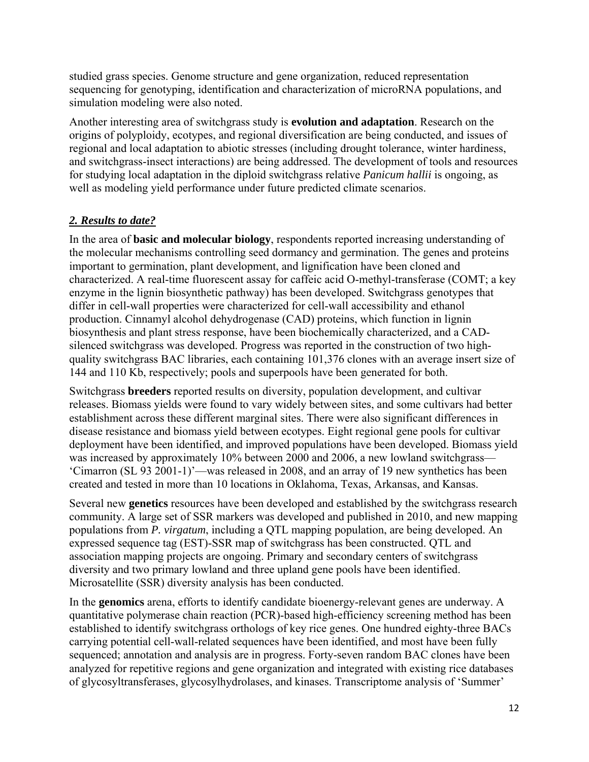studied grass species. Genome structure and gene organization, reduced representation sequencing for genotyping, identification and characterization of microRNA populations, and simulation modeling were also noted.

Another interesting area of switchgrass study is **evolution and adaptation**. Research on the origins of polyploidy, ecotypes, and regional diversification are being conducted, and issues of regional and local adaptation to abiotic stresses (including drought tolerance, winter hardiness, and switchgrass-insect interactions) are being addressed. The development of tools and resources for studying local adaptation in the diploid switchgrass relative *Panicum hallii* is ongoing, as well as modeling yield performance under future predicted climate scenarios.

## *2. Results to date?*

In the area of **basic and molecular biology**, respondents reported increasing understanding of the molecular mechanisms controlling seed dormancy and germination. The genes and proteins important to germination, plant development, and lignification have been cloned and characterized. A real-time fluorescent assay for caffeic acid O-methyl-transferase (COMT; a key enzyme in the lignin biosynthetic pathway) has been developed. Switchgrass genotypes that differ in cell-wall properties were characterized for cell-wall accessibility and ethanol production. Cinnamyl alcohol dehydrogenase (CAD) proteins, which function in lignin biosynthesis and plant stress response, have been biochemically characterized, and a CAD-silenced switchgrass was developed. Progress was reported in the construction of two high-quality switchgrass BAC libraries, each containing 101,376 clones with an average insert size of 144 and 110 Kb, respectively; pools and superpools have been generated for both.

Switchgrass **breeders** reported results on diversity, population development, and cultivar releases. Biomass yields were found to vary widely between sites, and some cultivars had better establishment across these different marginal sites. There were also significant differences in disease resistance and biomass yield between ecotypes. Eight regional gene pools for cultivar deployment have been identified, and improved populations have been developed. Biomass yield was increased by approximately 10% between 2000 and 2006, a new lowland switchgrass—'Cimarron (SL 93 2001-1)'—was released in 2008, and an array of 19 new synthetics has been created and tested in more than 10 locations in Oklahoma, Texas, Arkansas, and Kansas.

Several new **genetics** resources have been developed and established by the switchgrass research community. A large set of SSR markers was developed and published in 2010, and new mapping populations from *P. virgatum*, including a QTL mapping population, are being developed. An expressed sequence tag (EST)-SSR map of switchgrass has been constructed. QTL and association mapping projects are ongoing. Primary and secondary centers of switchgrass diversity and two primary lowland and three upland gene pools have been identified. Microsatellite (SSR) diversity analysis has been conducted.

In the **genomics** arena, efforts to identify candidate bioenergy-relevant genes are underway. A quantitative polymerase chain reaction (PCR)-based high-efficiency screening method has been established to identify switchgrass orthologs of key rice genes. One hundred eighty-three BACs carrying potential cell-wall-related sequences have been identified, and most have been fully sequenced; annotation and analysis are in progress. Forty-seven random BAC clones have been analyzed for repetitive regions and gene organization and integrated with existing rice databases of glycosyltransferases, glycosylhydrolases, and kinases. Transcriptome analysis of 'Summer'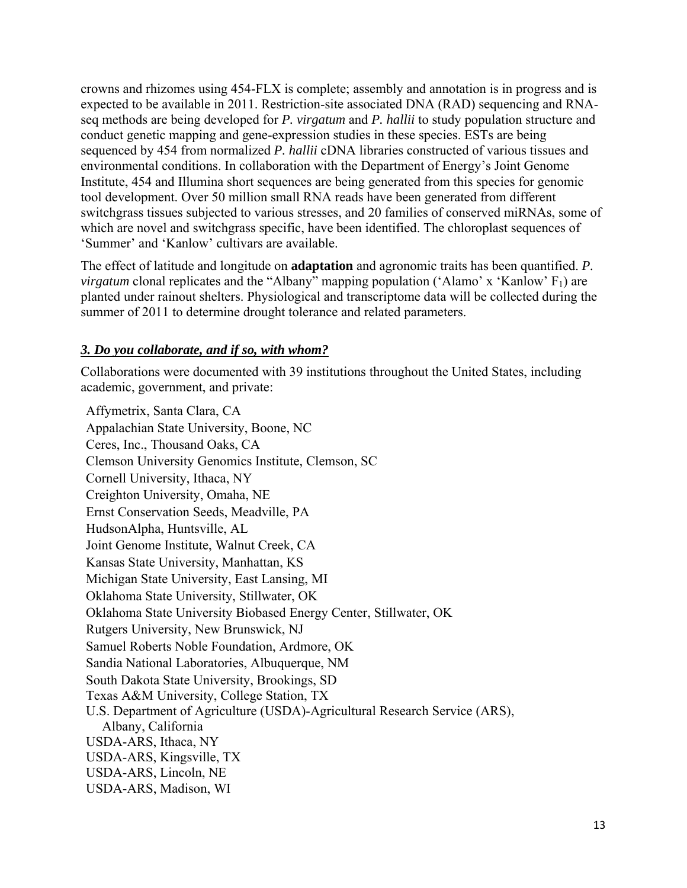crowns and rhizomes using 454-FLX is complete; assembly and annotation is in progress and is expected to be available in 2011. Restriction-site associated DNA (RAD) sequencing and RNA-seq methods are being developed for *P. virgatum* and *P. hallii* to study population structure and conduct genetic mapping and gene-expression studies in these species. ESTs are being sequenced by 454 from normalized *P. hallii* cDNA libraries constructed of various tissues and environmental conditions. In collaboration with the Department of Energy's Joint Genome Institute, 454 and Illumina short sequences are being generated from this species for genomic tool development. Over 50 million small RNA reads have been generated from different switchgrass tissues subjected to various stresses, and 20 families of conserved miRNAs, some of which are novel and switchgrass specific, have been identified. The chloroplast sequences of 'Summer' and 'Kanlow' cultivars are available.

The effect of latitude and longitude on **adaptation** and agronomic traits has been quantified. *P. virgatum* clonal replicates and the "Albany" mapping population ('Alamo' x 'Kanlow' $F_1$) are planted under rainout shelters. Physiological and transcriptome data will be collected during the summer of 2011 to determine drought tolerance and related parameters.

### *3. Do you collaborate, and if so, with whom?*

Collaborations were documented with 39 institutions throughout the United States, including academic, government, and private:

- Affymetrix, Santa Clara, CA
- Appalachian State University, Boone, NC
- Ceres, Inc., Thousand Oaks, CA
- Clemson University Genomics Institute, Clemson, SC
- Cornell University, Ithaca, NY
- Creighton University, Omaha, NE
- Ernst Conservation Seeds, Meadville, PA
- HudsonAlpha, Huntsville, AL
- Joint Genome Institute, Walnut Creek, CA
- Kansas State University, Manhattan, KS
- Michigan State University, East Lansing, MI
- Oklahoma State University, Stillwater, OK
- Oklahoma State University Biobased Energy Center, Stillwater, OK
- Rutgers University, New Brunswick, NJ
- Samuel Roberts Noble Foundation, Ardmore, OK
- Sandia National Laboratories, Albuquerque, NM
- South Dakota State University, Brookings, SD
- Texas A&M University, College Station, TX
- U.S. Department of Agriculture (USDA)-Agricultural Research Service (ARS), Albany, California
- USDA-ARS, Ithaca, NY
- USDA-ARS, Kingsville, TX
- USDA-ARS, Lincoln, NE
- USDA-ARS, Madison, WI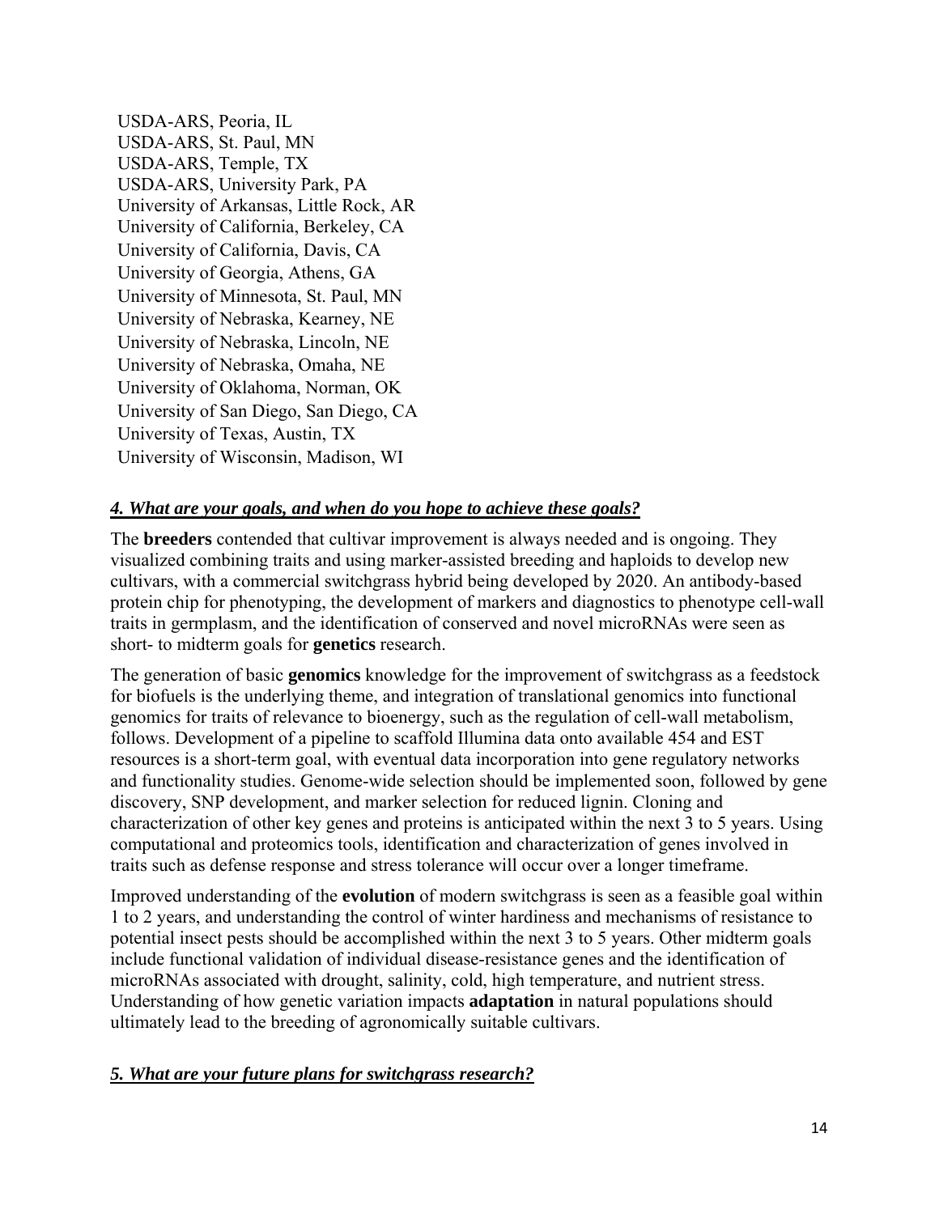USDA-ARS, Peoria, IL
USDA-ARS, St. Paul, MN
USDA-ARS, Temple, TX
USDA-ARS, University Park, PA
University of Arkansas, Little Rock, AR
University of California, Berkeley, CA
University of California, Davis, CA
University of Georgia, Athens, GA
University of Minnesota, St. Paul, MN
University of Nebraska, Kearney, NE
University of Nebraska, Lincoln, NE
University of Nebraska, Omaha, NE
University of Oklahoma, Norman, OK
University of San Diego, San Diego, CA
University of Texas, Austin, TX
University of Wisconsin, Madison, WI

### *4. What are your goals, and when do you hope to achieve these goals?*

The **breeders** contended that cultivar improvement is always needed and is ongoing. They visualized combining traits and using marker-assisted breeding and haploids to develop new cultivars, with a commercial switchgrass hybrid being developed by 2020. An antibody-based protein chip for phenotyping, the development of markers and diagnostics to phenotype cell-wall traits in germplasm, and the identification of conserved and novel microRNAs were seen as short- to midterm goals for **genetics** research.

The generation of basic **genomics** knowledge for the improvement of switchgrass as a feedstock for biofuels is the underlying theme, and integration of translational genomics into functional genomics for traits of relevance to bioenergy, such as the regulation of cell-wall metabolism, follows. Development of a pipeline to scaffold Illumina data onto available 454 and EST resources is a short-term goal, with eventual data incorporation into gene regulatory networks and functionality studies. Genome-wide selection should be implemented soon, followed by gene discovery, SNP development, and marker selection for reduced lignin. Cloning and characterization of other key genes and proteins is anticipated within the next 3 to 5 years. Using computational and proteomics tools, identification and characterization of genes involved in traits such as defense response and stress tolerance will occur over a longer timeframe.

Improved understanding of the **evolution** of modern switchgrass is seen as a feasible goal within 1 to 2 years, and understanding the control of winter hardiness and mechanisms of resistance to potential insect pests should be accomplished within the next 3 to 5 years. Other midterm goals include functional validation of individual disease-resistance genes and the identification of microRNAs associated with drought, salinity, cold, high temperature, and nutrient stress. Understanding of how genetic variation impacts **adaptation** in natural populations should ultimately lead to the breeding of agronomically suitable cultivars.

### *5. What are your future plans for switchgrass research?*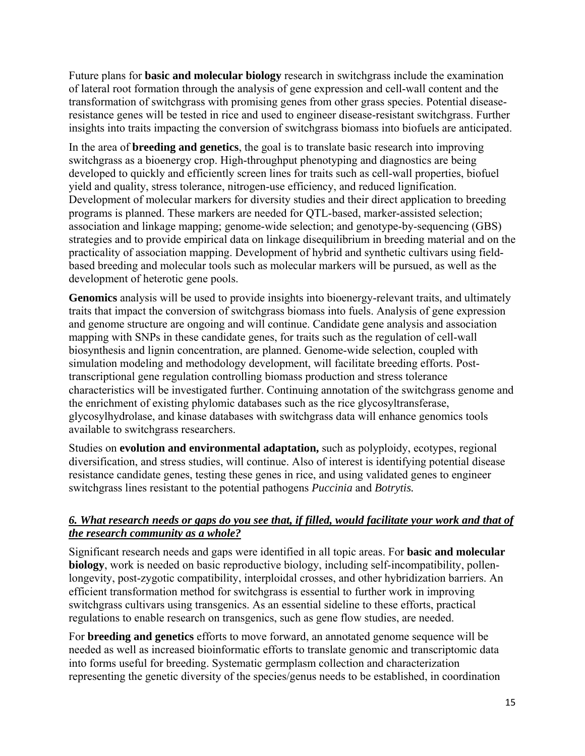Future plans for **basic and molecular biology** research in switchgrass include the examination of lateral root formation through the analysis of gene expression and cell-wall content and the transformation of switchgrass with promising genes from other grass species. Potential disease-resistance genes will be tested in rice and used to engineer disease-resistant switchgrass. Further insights into traits impacting the conversion of switchgrass biomass into biofuels are anticipated.

In the area of **breeding and genetics**, the goal is to translate basic research into improving switchgrass as a bioenergy crop. High-throughput phenotyping and diagnostics are being developed to quickly and efficiently screen lines for traits such as cell-wall properties, biofuel yield and quality, stress tolerance, nitrogen-use efficiency, and reduced lignification. Development of molecular markers for diversity studies and their direct application to breeding programs is planned. These markers are needed for QTL-based, marker-assisted selection; association and linkage mapping; genome-wide selection; and genotype-by-sequencing (GBS) strategies and to provide empirical data on linkage disequilibrium in breeding material and on the practicality of association mapping. Development of hybrid and synthetic cultivars using field-based breeding and molecular tools such as molecular markers will be pursued, as well as the development of heterotic gene pools.

**Genomics** analysis will be used to provide insights into bioenergy-relevant traits, and ultimately traits that impact the conversion of switchgrass biomass into fuels. Analysis of gene expression and genome structure are ongoing and will continue. Candidate gene analysis and association mapping with SNPs in these candidate genes, for traits such as the regulation of cell-wall biosynthesis and lignin concentration, are planned. Genome-wide selection, coupled with simulation modeling and methodology development, will facilitate breeding efforts. Post-transcriptional gene regulation controlling biomass production and stress tolerance characteristics will be investigated further. Continuing annotation of the switchgrass genome and the enrichment of existing phylomic databases such as the rice glycosyltransferase, glycosylhydrolase, and kinase databases with switchgrass data will enhance genomics tools available to switchgrass researchers.

Studies on **evolution and environmental adaptation,** such as polyploidy, ecotypes, regional diversification, and stress studies, will continue. Also of interest is identifying potential disease resistance candidate genes, testing these genes in rice, and using validated genes to engineer switchgrass lines resistant to the potential pathogens *Puccinia* and *Botrytis.*

### ***6. What research needs or gaps do you see that, if filled, would facilitate your work and that of the research community as a whole?***

Significant research needs and gaps were identified in all topic areas. For **basic and molecular biology**, work is needed on basic reproductive biology, including self-incompatibility, pollen-longevity, post-zygotic compatibility, interploidal crosses, and other hybridization barriers. An efficient transformation method for switchgrass is essential to further work in improving switchgrass cultivars using transgenics. As an essential sideline to these efforts, practical regulations to enable research on transgenics, such as gene flow studies, are needed.

For **breeding and genetics** efforts to move forward, an annotated genome sequence will be needed as well as increased bioinformatic efforts to translate genomic and transcriptomic data into forms useful for breeding. Systematic germplasm collection and characterization representing the genetic diversity of the species/genus needs to be established, in coordination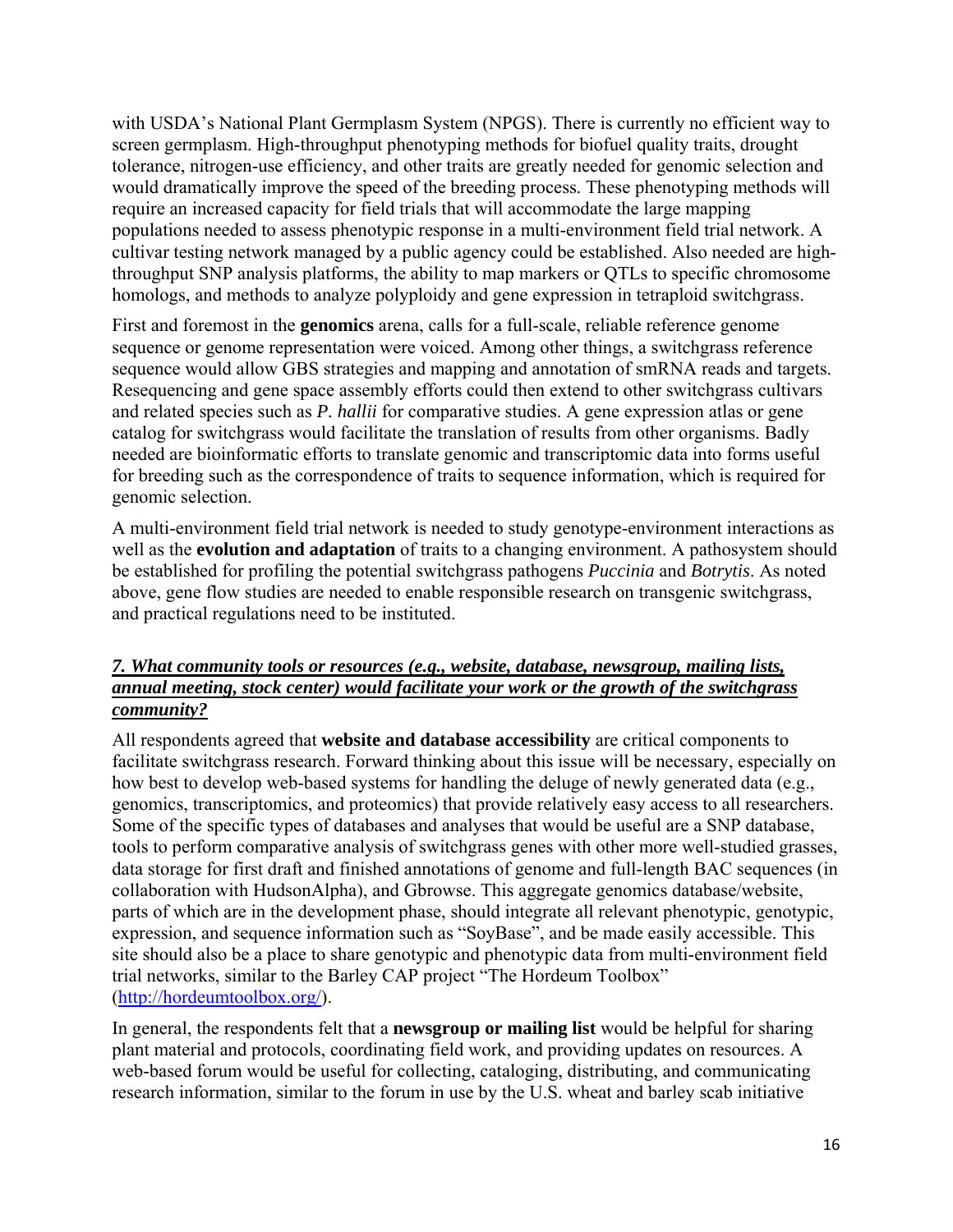with USDA's National Plant Germplasm System (NPGS). There is currently no efficient way to screen germplasm. High-throughput phenotyping methods for biofuel quality traits, drought tolerance, nitrogen-use efficiency, and other traits are greatly needed for genomic selection and would dramatically improve the speed of the breeding process. These phenotyping methods will require an increased capacity for field trials that will accommodate the large mapping populations needed to assess phenotypic response in a multi-environment field trial network. A cultivar testing network managed by a public agency could be established. Also needed are high-throughput SNP analysis platforms, the ability to map markers or QTLs to specific chromosome homologs, and methods to analyze polyploidy and gene expression in tetraploid switchgrass.

First and foremost in the **genomics** arena, calls for a full-scale, reliable reference genome sequence or genome representation were voiced. Among other things, a switchgrass reference sequence would allow GBS strategies and mapping and annotation of smRNA reads and targets. Resequencing and gene space assembly efforts could then extend to other switchgrass cultivars and related species such as *P. hallii* for comparative studies. A gene expression atlas or gene catalog for switchgrass would facilitate the translation of results from other organisms. Badly needed are bioinformatic efforts to translate genomic and transcriptomic data into forms useful for breeding such as the correspondence of traits to sequence information, which is required for genomic selection.

A multi-environment field trial network is needed to study genotype-environment interactions as well as the **evolution and adaptation** of traits to a changing environment. A pathosystem should be established for profiling the potential switchgrass pathogens *Puccinia* and *Botrytis*. As noted above, gene flow studies are needed to enable responsible research on transgenic switchgrass, and practical regulations need to be instituted.

### *7. What community tools or resources (e.g., website, database, newsgroup, mailing lists, annual meeting, stock center) would facilitate your work or the growth of the switchgrass community?*

All respondents agreed that **website and database accessibility** are critical components to facilitate switchgrass research. Forward thinking about this issue will be necessary, especially on how best to develop web-based systems for handling the deluge of newly generated data (e.g., genomics, transcriptomics, and proteomics) that provide relatively easy access to all researchers. Some of the specific types of databases and analyses that would be useful are a SNP database, tools to perform comparative analysis of switchgrass genes with other more well-studied grasses, data storage for first draft and finished annotations of genome and full-length BAC sequences (in collaboration with HudsonAlpha), and Gbrowse. This aggregate genomics database/website, parts of which are in the development phase, should integrate all relevant phenotypic, genotypic, expression, and sequence information such as "SoyBase", and be made easily accessible. This site should also be a place to share genotypic and phenotypic data from multi-environment field trial networks, similar to the Barley CAP project "The Hordeum Toolbox" (http://hordeumtoolbox.org/).

In general, the respondents felt that a **newsgroup or mailing list** would be helpful for sharing plant material and protocols, coordinating field work, and providing updates on resources. A web-based forum would be useful for collecting, cataloging, distributing, and communicating research information, similar to the forum in use by the U.S. wheat and barley scab initiative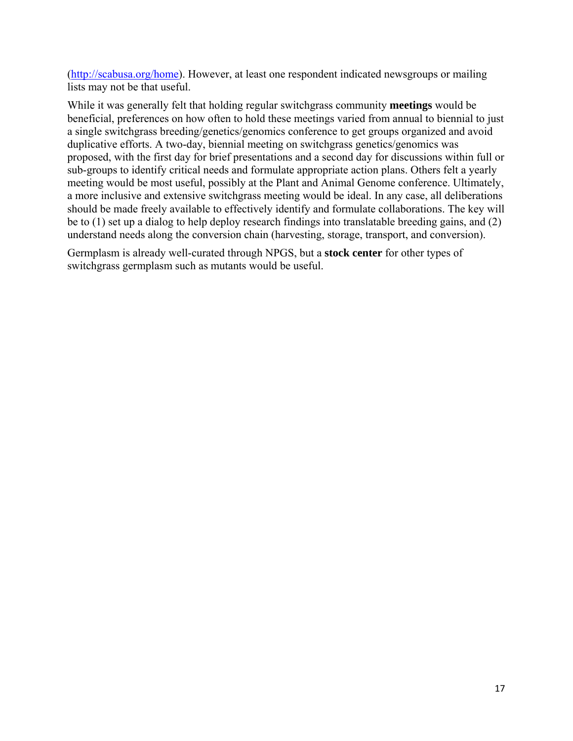(http://scabusa.org/home). However, at least one respondent indicated newsgroups or mailing lists may not be that useful.

While it was generally felt that holding regular switchgrass community **meetings** would be beneficial, preferences on how often to hold these meetings varied from annual to biennial to just a single switchgrass breeding/genetics/genomics conference to get groups organized and avoid duplicative efforts. A two-day, biennial meeting on switchgrass genetics/genomics was proposed, with the first day for brief presentations and a second day for discussions within full or sub-groups to identify critical needs and formulate appropriate action plans. Others felt a yearly meeting would be most useful, possibly at the Plant and Animal Genome conference. Ultimately, a more inclusive and extensive switchgrass meeting would be ideal. In any case, all deliberations should be made freely available to effectively identify and formulate collaborations. The key will be to (1) set up a dialog to help deploy research findings into translatable breeding gains, and (2) understand needs along the conversion chain (harvesting, storage, transport, and conversion).

Germplasm is already well-curated through NPGS, but a **stock center** for other types of switchgrass germplasm such as mutants would be useful.